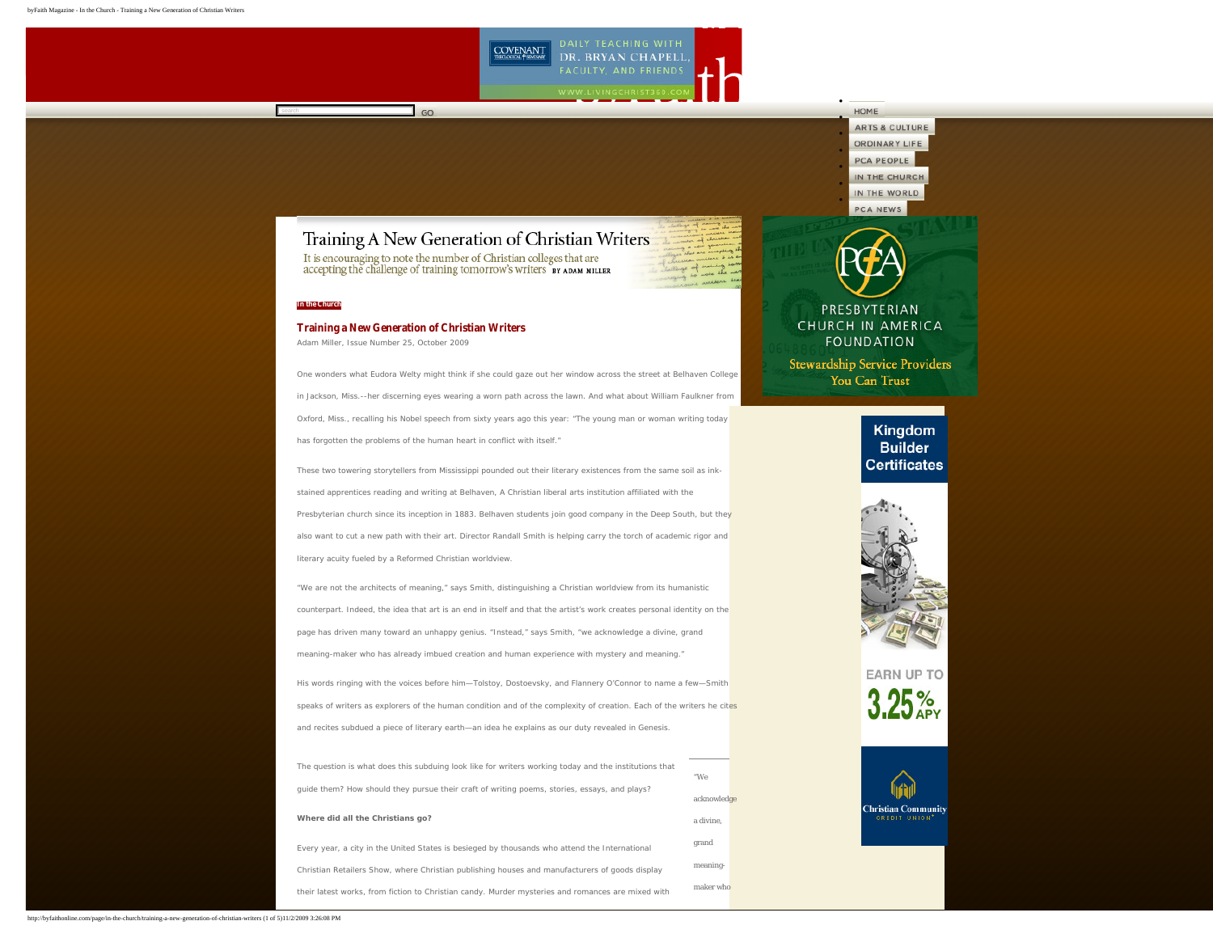# Training A New Generation of Christian Writers

It is encouraging to note the number of Christian colleges that are accepting the challenge of training tomorrow's writers BY ADAM MILLER

In the Church

## Training a New Generation of Christian Writers

Adam Miller, Issue Number 25, October 2009

One wonders what Eudora Welty might think if she could gaze out her window across the street at Belhaven College in Jackson, Miss.--her discerning eyes wearing a worn path across the lawn. And what about William Faulkner from Oxford, Miss., recalling his Nobel speech from sixty years ago this year: "The young man or woman writing today has forgotten the problems of the human heart in conflict with itself."

These two towering storytellers from Mississippi pounded out their literary existences from the same soil as ink-stained apprentices reading and writing at Belhaven, A Christian liberal arts institution affiliated with the Presbyterian church since its inception in 1883. Belhaven students join good company in the Deep South, but they also want to cut a new path with their art. Director Randall Smith is helping carry the torch of academic rigor and literary acuity fueled by a Reformed Christian worldview.

"We are not the architects of meaning," says Smith, distinguishing a Christian worldview from its humanistic counterpart. Indeed, the idea that art is an end in itself and that the artist's work creates personal identity on the page has driven many toward an unhappy genius. "Instead," says Smith, "we acknowledge a divine, grand meaning-maker who has already imbued creation and human experience with mystery and meaning."

His words ringing with the voices before him—Tolstoy, Dostoevsky, and Flannery O'Connor to name a few—Smith speaks of writers as explorers of the human condition and of the complexity of creation. Each of the writers he cites and recites subdued a piece of literary earth—an idea he explains as our duty revealed in Genesis.

The question is what does this subduing look like for writers working today and the institutions that guide them? How should they pursue their craft of writing poems, stories, essays, and plays?

"We acknowledge a divine, grand meaning-maker who

**Where did all the Christians go?**

Every year, a city in the United States is besieged by thousands who attend the International Christian Retailers Show, where Christian publishing houses and manufacturers of goods display their latest works, from fiction to Christian candy. Murder mysteries and romances are mixed with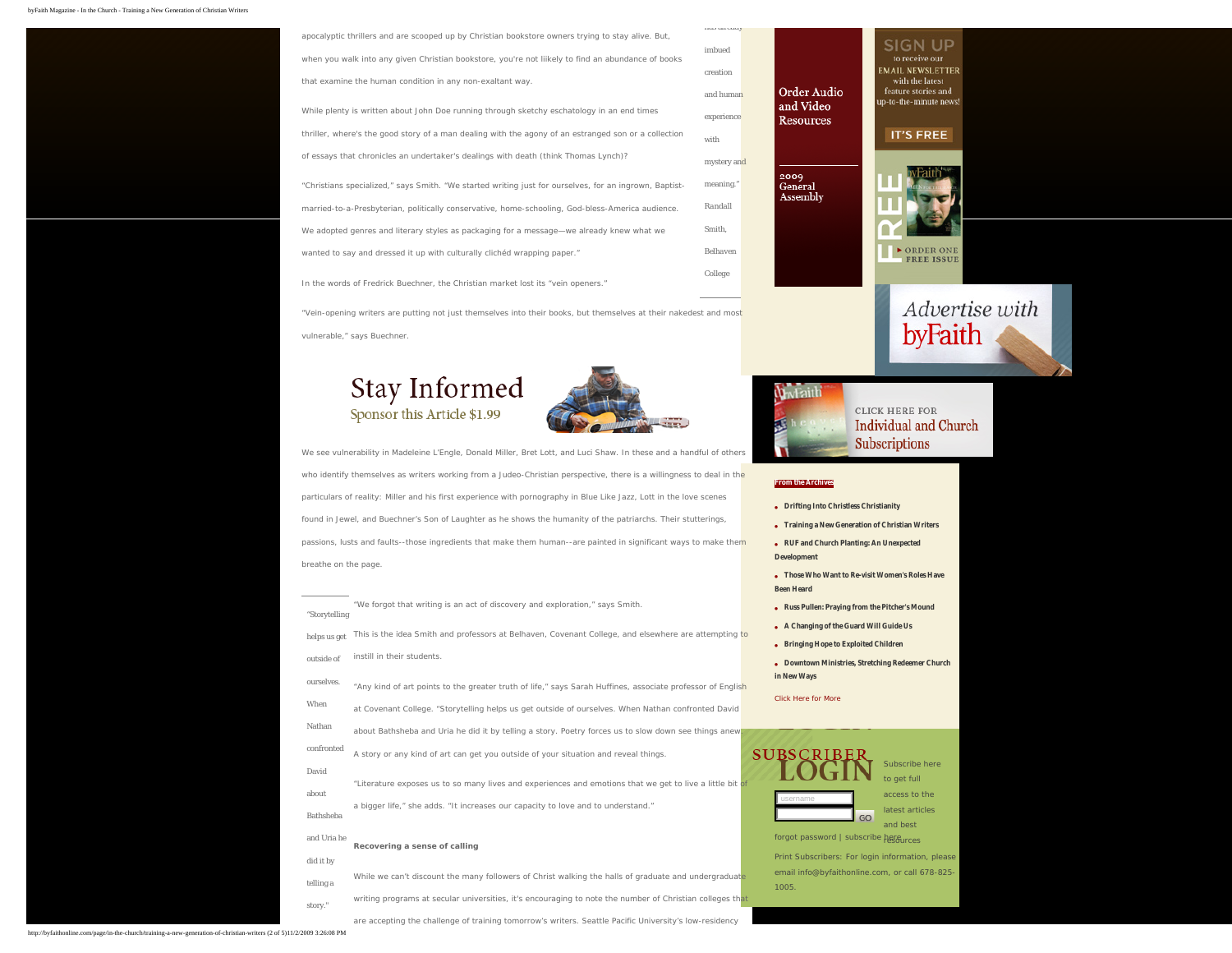apocalyptic thrillers and are scooped up by Christian bookstore owners trying to stay alive. But, when you walk into any given Christian bookstore, you're not likely to find an abundance of books that examine the human condition in any non-exaltant way.

While plenty is written about John Doe running through sketchy eschatology in an end times thriller, where's the good story of a man dealing with the agony of an estranged son or a collection of essays that chronicles an undertaker's dealings with death (think Thomas Lynch)?

> "...imbued creation and human experience with mystery and meaning." Randall Smith, Belhaven College

"Christians specialized," says Smith. "We started writing just for ourselves, for an ingrown, Baptist-married-to-a-Presbyterian, politically conservative, home-schooling, God-bless-America audience. We adopted genres and literary styles as packaging for a message—we already knew what we wanted to say and dressed it up with culturally clichéd wrapping paper."

In the words of Fredrick Buechner, the Christian market lost its "vein openers."

"Vein-opening writers are putting not just themselves into their books, but themselves at their nakedest and most vulnerable," says Buechner.

We see vulnerability in Madeleine L'Engle, Donald Miller, Bret Lott, and Luci Shaw. In these and a handful of others who identify themselves as writers working from a Judeo-Christian perspective, there is a willingness to deal in the particulars of reality: Miller and his first experience with pornography in Blue Like Jazz, Lott in the love scenes found in Jewel, and Buechner's Son of Laughter as he shows the humanity of the patriarchs. Their stutterings, passions, lusts and faults--those ingredients that make them human--are painted in significant ways to make them breathe on the page.

> "Storytelling helps us get outside of ourselves. When Nathan confronted David about Bathsheba and Uria he did it by telling a story."

"We forgot that writing is an act of discovery and exploration," says Smith.

This is the idea Smith and professors at Belhaven, Covenant College, and elsewhere are attempting to instill in their students.

"Any kind of art points to the greater truth of life," says Sarah Huffines, associate professor of English at Covenant College. "Storytelling helps us get outside of ourselves. When Nathan confronted David about Bathsheba and Uria he did it by telling a story. Poetry forces us to slow down see things anew. A story or any kind of art can get you outside of your situation and reveal things.

"Literature exposes us to so many lives and experiences and emotions that we get to live a little bit of a bigger life," she adds. "It increases our capacity to love and to understand."

**Recovering a sense of calling**

While we can't discount the many followers of Christ walking the halls of graduate and undergraduate writing programs at secular universities, it's encouraging to note the number of Christian colleges that are accepting the challenge of training tomorrow's writers. Seattle Pacific University's low-residency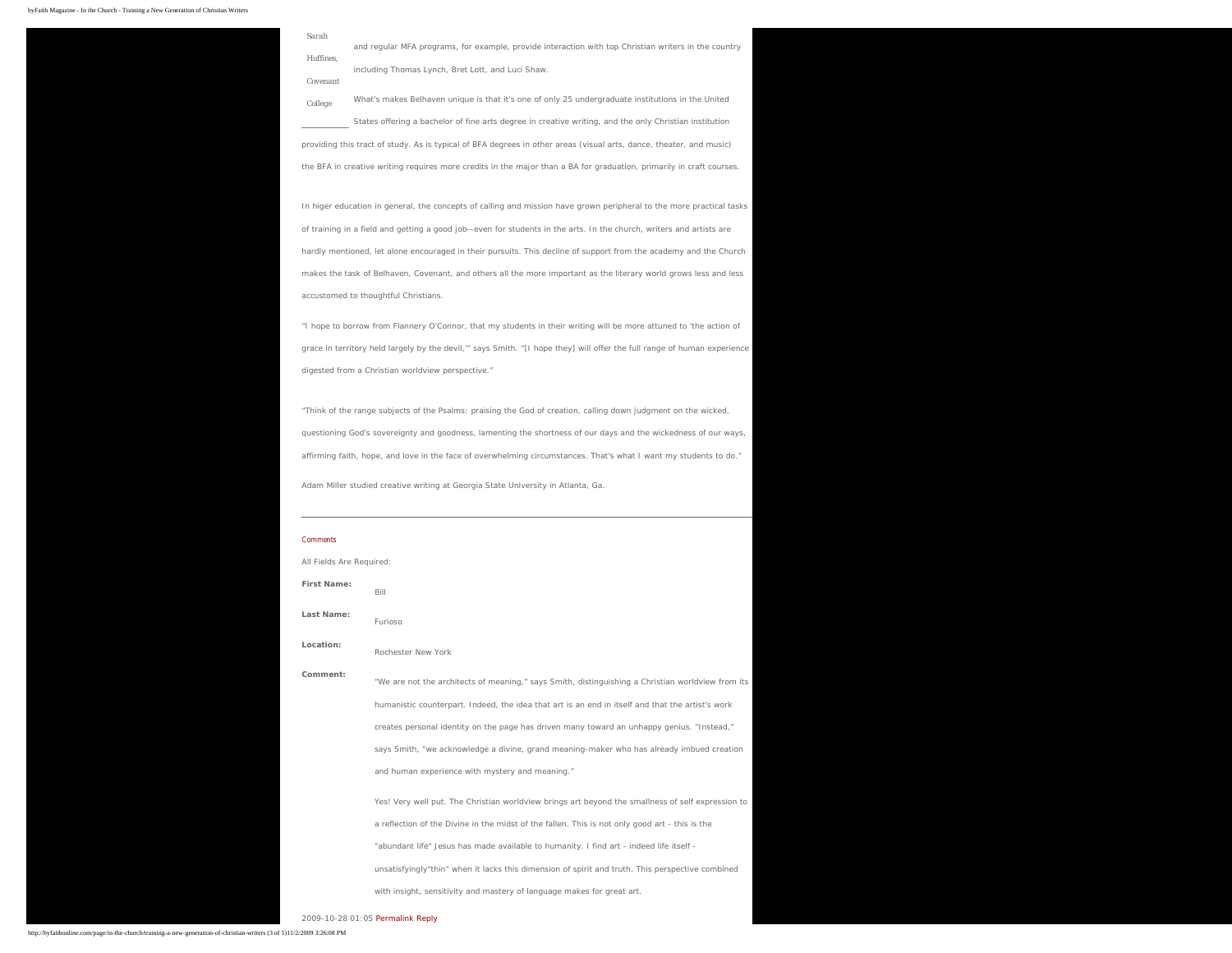Sarah Huffines, Covenant College

and regular MFA programs, for example, provide interaction with top Christian writers in the country including Thomas Lynch, Bret Lott, and Luci Shaw.

What's makes Belhaven unique is that it's one of only 25 undergraduate institutions in the United States offering a bachelor of fine arts degree in creative writing, and the only Christian institution providing this tract of study. As is typical of BFA degrees in other areas (visual arts, dance, theater, and music) the BFA in creative writing requires more credits in the major than a BA for graduation, primarily in craft courses.

In higer education in general, the concepts of calling and mission have grown peripheral to the more practical tasks of training in a field and getting a good job--even for students in the arts. In the church, writers and artists are hardly mentioned, let alone encouraged in their pursuits. This decline of support from the academy and the Church makes the task of Belhaven, Covenant, and others all the more important as the literary world grows less and less accustomed to thoughtful Christians.

"I hope to borrow from Flannery O'Connor, that my students in their writing will be more attuned to 'the action of grace in territory held largely by the devil,'" says Smith. "[I hope they] will offer the full range of human experience digested from a Christian worldview perspective."

"Think of the range subjects of the Psalms: praising the God of creation, calling down judgment on the wicked, questioning God's sovereignty and goodness, lamenting the shortness of our days and the wickedness of our ways, affirming faith, hope, and love in the face of overwhelming circumstances. That's what I want my students to do."

Adam Miller studied creative writing at Georgia State University in Atlanta, Ga.

---

Comments

All Fields Are Required:

**First Name:** Bill

**Last Name:** Furioso

**Location:** Rochester New York

**Comment:** "We are not the architects of meaning," says Smith, distinguishing a Christian worldview from its humanistic counterpart. Indeed, the idea that art is an end in itself and that the artist's work creates personal identity on the page has driven many toward an unhappy genius. "Instead," says Smith, "we acknowledge a divine, grand meaning-maker who has already imbued creation and human experience with mystery and meaning."

Yes! Very well put. The Christian worldview brings art beyond the smallness of self expression to a reflection of the Divine in the midst of the fallen. This is not only good art - this is the "abundant life" Jesus has made available to humanity. I find art - indeed life itself - unsatisfyingly"thin" when it lacks this dimension of spirit and truth. This perspective combined with insight, sensitivity and mastery of language makes for great art.

2009-10-28 01:05 Permalink Reply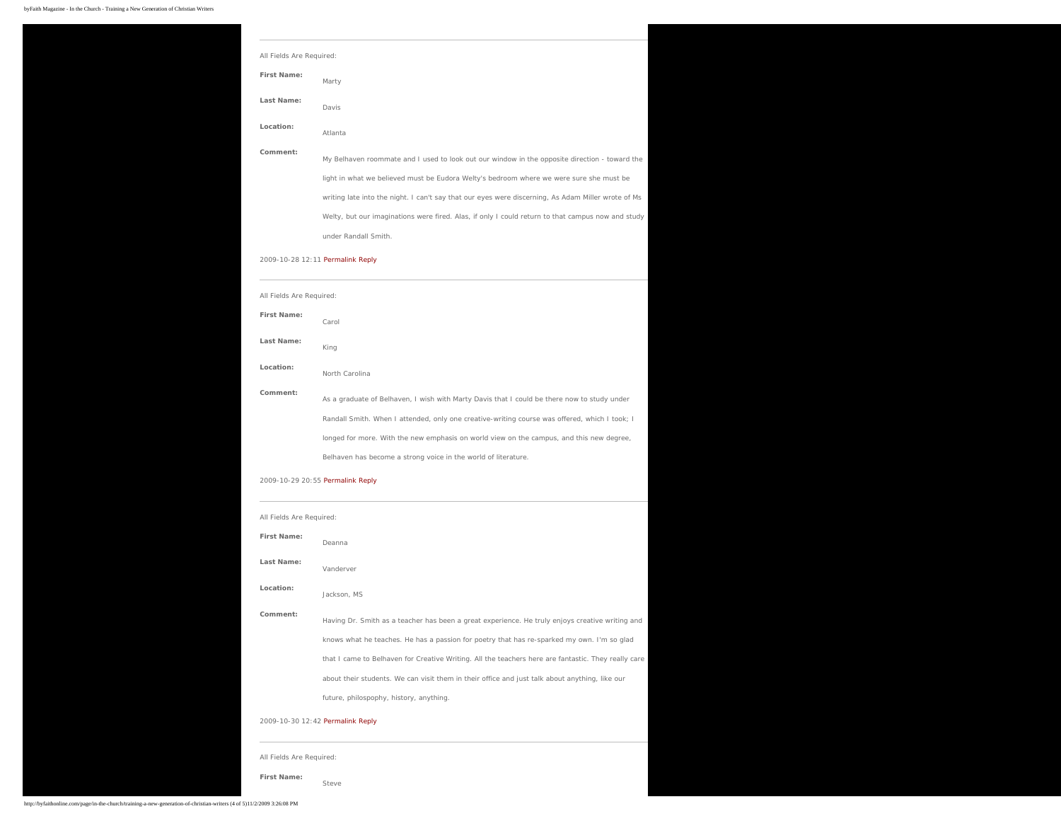All Fields Are Required:

**First Name:** Marty

**Last Name:** Davis

**Location:** Atlanta

**Comment:** My Belhaven roommate and I used to look out our window in the opposite direction - toward the light in what we believed must be Eudora Welty's bedroom where we were sure she must be writing late into the night. I can't say that our eyes were discerning, As Adam Miller wrote of Ms Welty, but our imaginations were fired. Alas, if only I could return to that campus now and study under Randall Smith.

2009-10-28 12:11 Permalink Reply

All Fields Are Required:

**First Name:** Carol

**Last Name:** King

**Location:** North Carolina

**Comment:** As a graduate of Belhaven, I wish with Marty Davis that I could be there now to study under Randall Smith. When I attended, only one creative-writing course was offered, which I took; I longed for more. With the new emphasis on world view on the campus, and this new degree, Belhaven has become a strong voice in the world of literature.

2009-10-29 20:55 Permalink Reply

All Fields Are Required:

**First Name:** Deanna

**Last Name:** Vanderver

**Location:** Jackson, MS

**Comment:** Having Dr. Smith as a teacher has been a great experience. He truly enjoys creative writing and knows what he teaches. He has a passion for poetry that has re-sparked my own. I'm so glad that I came to Belhaven for Creative Writing. All the teachers here are fantastic. They really care about their students. We can visit them in their office and just talk about anything, like our future, philospophy, history, anything.

2009-10-30 12:42 Permalink Reply

All Fields Are Required:

**First Name:** Steve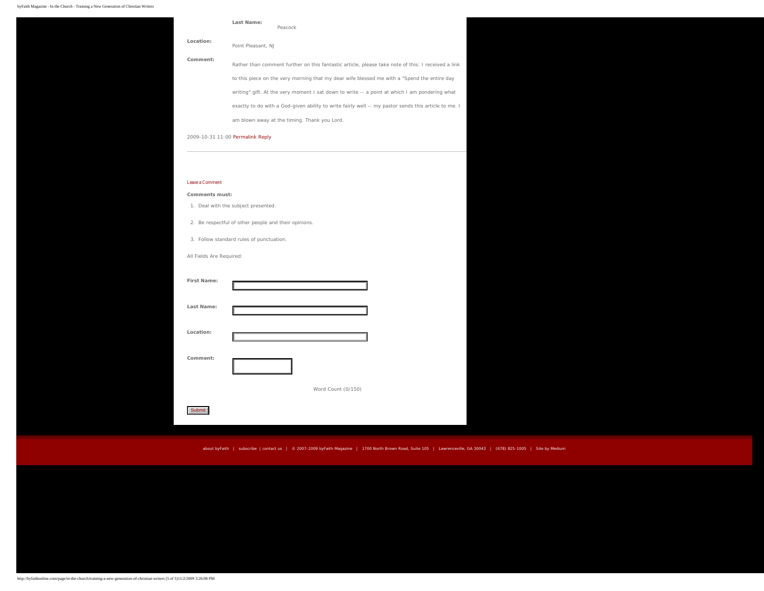**Last Name:** Peacock

**Location:** Point Pleasant, NJ

**Comment:** Rather than comment further on this fantastic article, please take note of this: I received a link to this piece on the very morning that my dear wife blessed me with a "Spend the entire day writing" gift. At the very moment I sat down to write -- a point at which I am pondering what exactly to do with a God-given ability to write fairly well -- my pastor sends this article to me. I am blown away at the timing. Thank you Lord.

2009-10-31 11:00 Permalink Reply

---

Leave a Comment

**Comments must:**

1. Deal with the subject presented.
2. Be respectful of other people and their opinions.
3. Follow standard rules of punctuation.

All Fields Are Required:

**First Name:**

**Last Name:**

**Location:**

**Comment:**

Word Count (0/150)

Submit

about byFaith | subscribe | contact us | © 2007-2009 byFaith Magazine | 1700 North Brown Road, Suite 105 | Lawrenceville, GA 30043 | (678) 825-1005 | Site by Medium